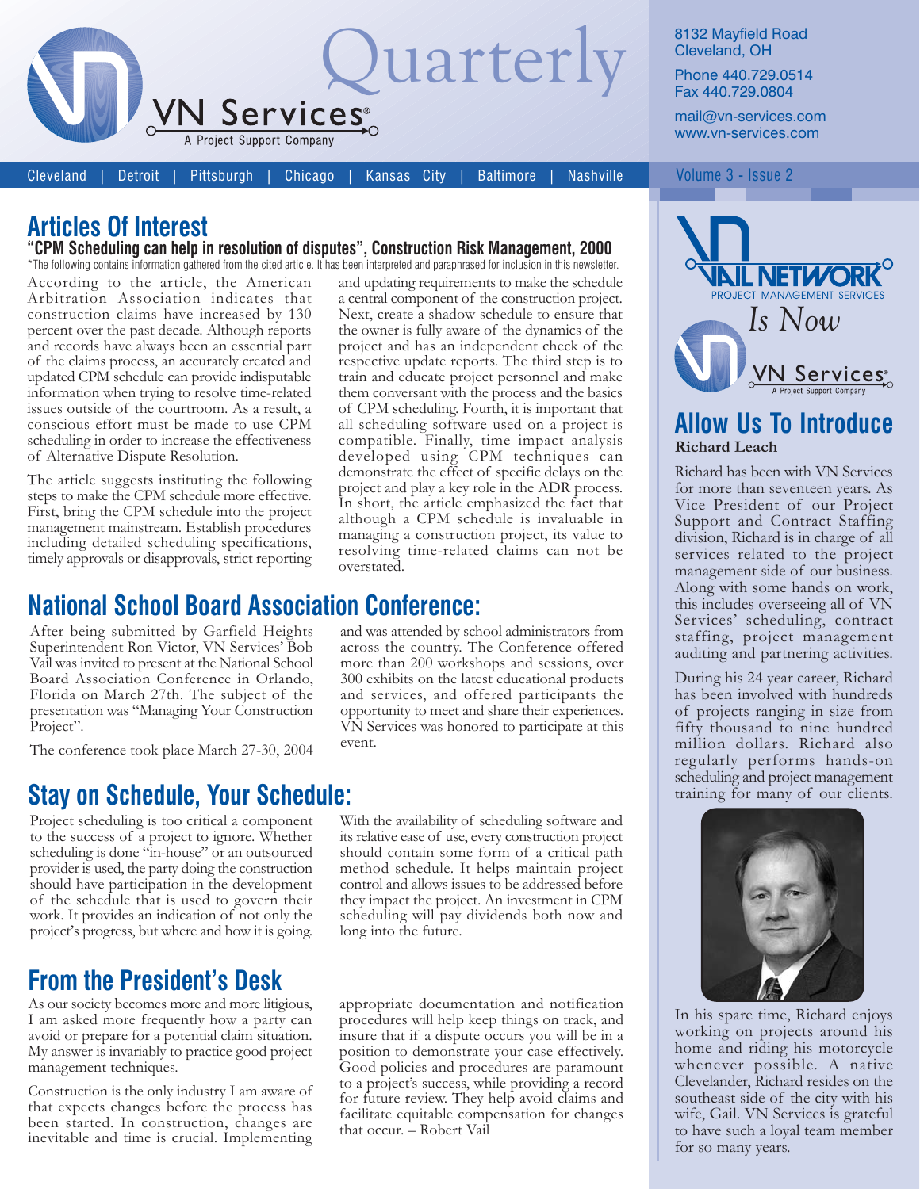# Quarterly

VN Services®
A Project Support Company

8132 Mayfield Road
Cleveland, OH

Phone 440.729.0514
Fax 440.729.0804

mail@vn-services.com
www.vn-services.com

Cleveland | Detroit | Pittsburgh | Chicago | Kansas City | Baltimore | Nashville

Volume 3 - Issue 2

## Articles Of Interest

### "CPM Scheduling can help in resolution of disputes", Construction Risk Management, 2000

*The following contains information gathered from the cited article. It has been interpreted and paraphrased for inclusion in this newsletter.

According to the article, the American Arbitration Association indicates that construction claims have increased by 130 percent over the past decade. Although reports and records have always been an essential part of the claims process, an accurately created and updated CPM schedule can provide indisputable information when trying to resolve time-related issues outside of the courtroom. As a result, a conscious effort must be made to use CPM scheduling in order to increase the effectiveness of Alternative Dispute Resolution.

The article suggests instituting the following steps to make the CPM schedule more effective. First, bring the CPM schedule into the project management mainstream. Establish procedures including detailed scheduling specifications, timely approvals or disapprovals, strict reporting and updating requirements to make the schedule a central component of the construction project. Next, create a shadow schedule to ensure that the owner is fully aware of the dynamics of the project and has an independent check of the respective update reports. The third step is to train and educate project personnel and make them conversant with the process and the basics of CPM scheduling. Fourth, it is important that all scheduling software used on a project is compatible. Finally, time impact analysis developed using CPM techniques can demonstrate the effect of specific delays on the project and play a key role in the ADR process. In short, the article emphasized the fact that although a CPM schedule is invaluable in managing a construction project, its value to resolving time-related claims can not be overstated.

## National School Board Association Conference:

After being submitted by Garfield Heights Superintendent Ron Victor, VN Services' Bob Vail was invited to present at the National School Board Association Conference in Orlando, Florida on March 27th. The subject of the presentation was "Managing Your Construction Project".

The conference took place March 27-30, 2004 and was attended by school administrators from across the country. The Conference offered more than 200 workshops and sessions, over 300 exhibits on the latest educational products and services, and offered participants the opportunity to meet and share their experiences. VN Services was honored to participate at this event.

## Stay on Schedule, Your Schedule:

Project scheduling is too critical a component to the success of a project to ignore. Whether scheduling is done "in-house" or an outsourced provider is used, the party doing the construction should have participation in the development of the schedule that is used to govern their work. It provides an indication of not only the project's progress, but where and how it is going.

With the availability of scheduling software and its relative ease of use, every construction project should contain some form of a critical path method schedule. It helps maintain project control and allows issues to be addressed before they impact the project. An investment in CPM scheduling will pay dividends both now and long into the future.

## From the President's Desk

As our society becomes more and more litigious, I am asked more frequently how a party can avoid or prepare for a potential claim situation. My answer is invariably to practice good project management techniques.

Construction is the only industry I am aware of that expects changes before the process has been started. In construction, changes are inevitable and time is crucial. Implementing appropriate documentation and notification procedures will help keep things on track, and insure that if a dispute occurs you will be in a position to demonstrate your case effectively. Good policies and procedures are paramount to a project's success, while providing a record for future review. They help avoid claims and facilitate equitable compensation for changes that occur. – Robert Vail

---

VAIL NETWORK
PROJECT MANAGEMENT SERVICES

*Is Now*

VN Services®
A Project Support Company

## Allow Us To Introduce

**Richard Leach**

Richard has been with VN Services for more than seventeen years. As Vice President of our Project Support and Contract Staffing division, Richard is in charge of all services related to the project management side of our business. Along with some hands on work, this includes overseeing all of VN Services' scheduling, contract staffing, project management auditing and partnering activities.

During his 24 year career, Richard has been involved with hundreds of projects ranging in size from fifty thousand to nine hundred million dollars. Richard also regularly performs hands-on scheduling and project management training for many of our clients.

In his spare time, Richard enjoys working on projects around his home and riding his motorcycle whenever possible. A native Clevelander, Richard resides on the southeast side of the city with his wife, Gail. VN Services is grateful to have such a loyal team member for so many years.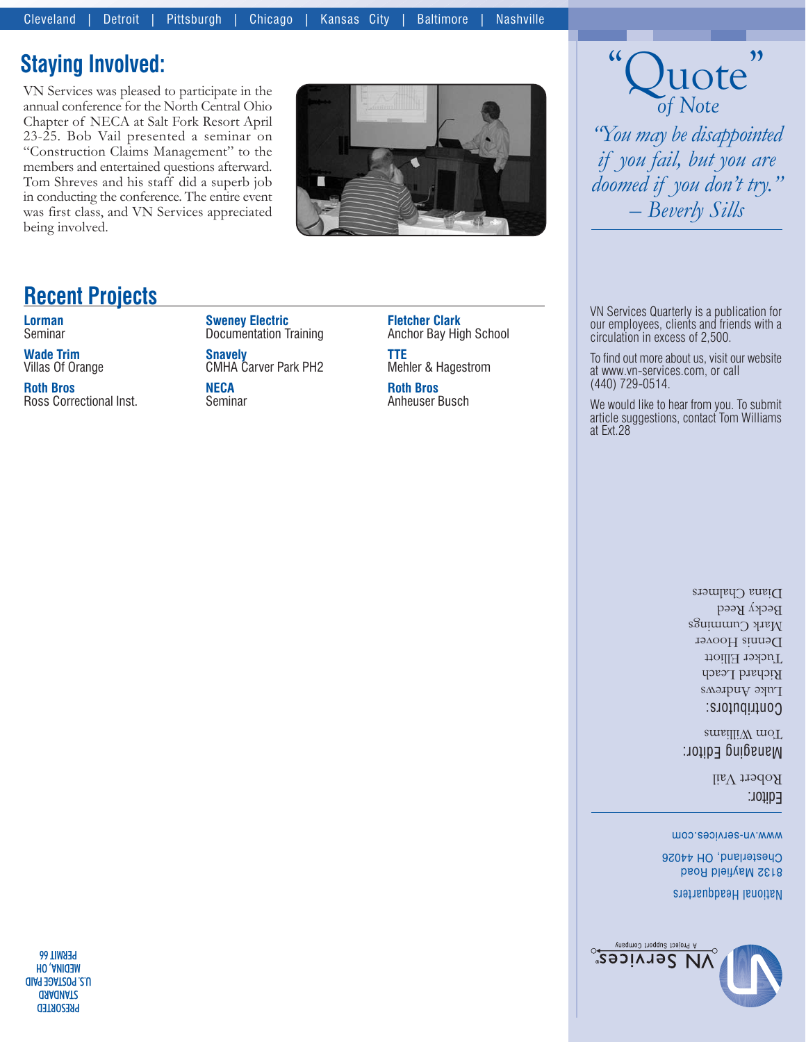Cleveland | Detroit | Pittsburgh | Chicago | Kansas City | Baltimore | Nashville

## Staying Involved:

VN Services was pleased to participate in the annual conference for the North Central Ohio Chapter of NECA at Salt Fork Resort April 23-25. Bob Vail presented a seminar on "Construction Claims Management" to the members and entertained questions afterward. Tom Shreves and his staff did a superb job in conducting the conference. The entire event was first class, and VN Services appreciated being involved.

## Recent Projects

**Lorman**
Seminar

**Wade Trim**
Villas Of Orange

**Roth Bros**
Ross Correctional Inst.

**Sweney Electric**
Documentation Training

**Snavely**
CMHA Carver Park PH2

**NECA**
Seminar

**Fletcher Clark**
Anchor Bay High School

**TTE**
Mehler & Hagestrom

**Roth Bros**
Anheuser Busch

## "Quote" of Note

*"You may be disappointed if you fail, but you are doomed if you don't try."*
*– Beverly Sills*

VN Services Quarterly is a publication for our employees, clients and friends with a circulation in excess of 2,500.

To find out more about us, visit our website at www.vn-services.com, or call (440) 729-0514.

We would like to hear from you. To submit article suggestions, contact Tom Williams at Ext.28

Editor:
Robert Vail

Managing Editor:
Tom Williams

Contributors:
Luke Andrews
Richard Leach
Tucker Elliott
Dennis Hoover
Mark Cummings
Becky Reed
Diana Chalmers

VN Services
A Project Support Company

National Headquarters
8132 Mayfield Road
Chesterland, OH 44026
www.vn-services.com

PRESORTED
STANDARD
U.S. POSTAGE PAID
MEDINA, OH
PERMIT 66